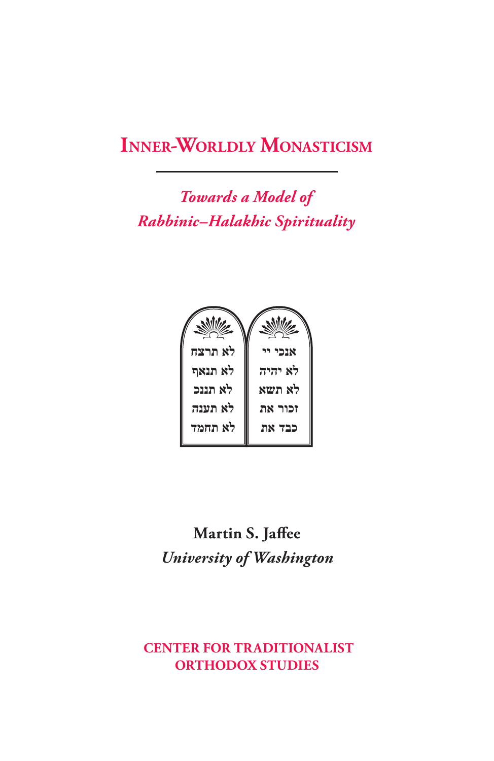# Inner-Worldly Monasticism

## *Towards a Model of Rabbinic–Halakhic Spirituality*

**Martin S. Jaffee**

*University of Washington*

**CENTER FOR TRADITIONALIST ORTHODOX STUDIES**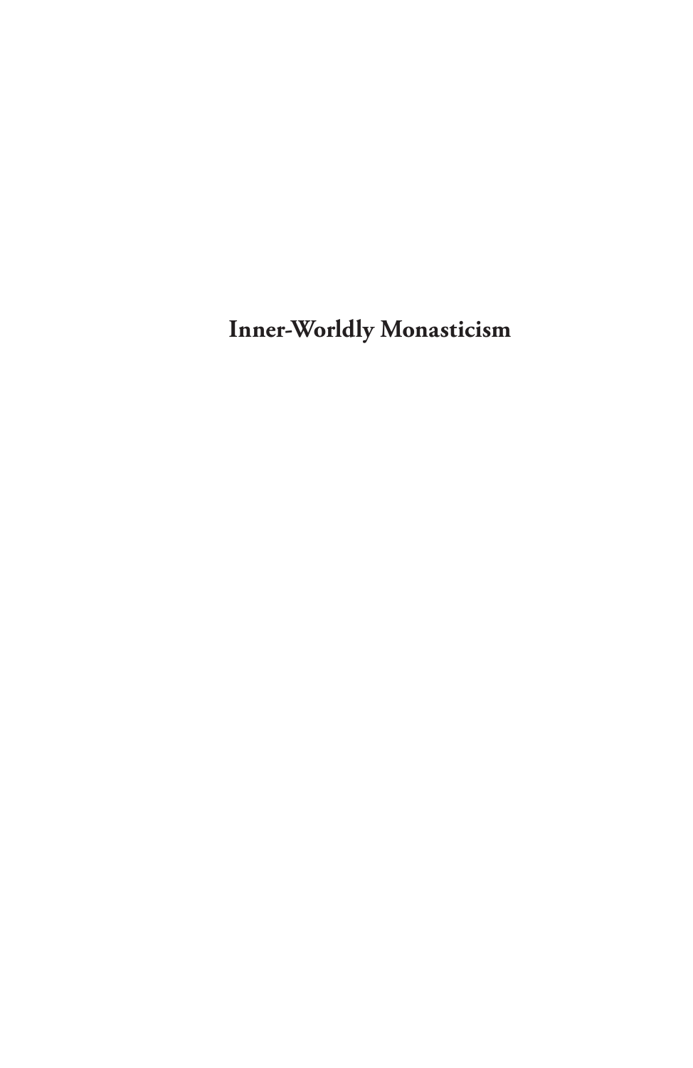# Inner-Worldly Monasticism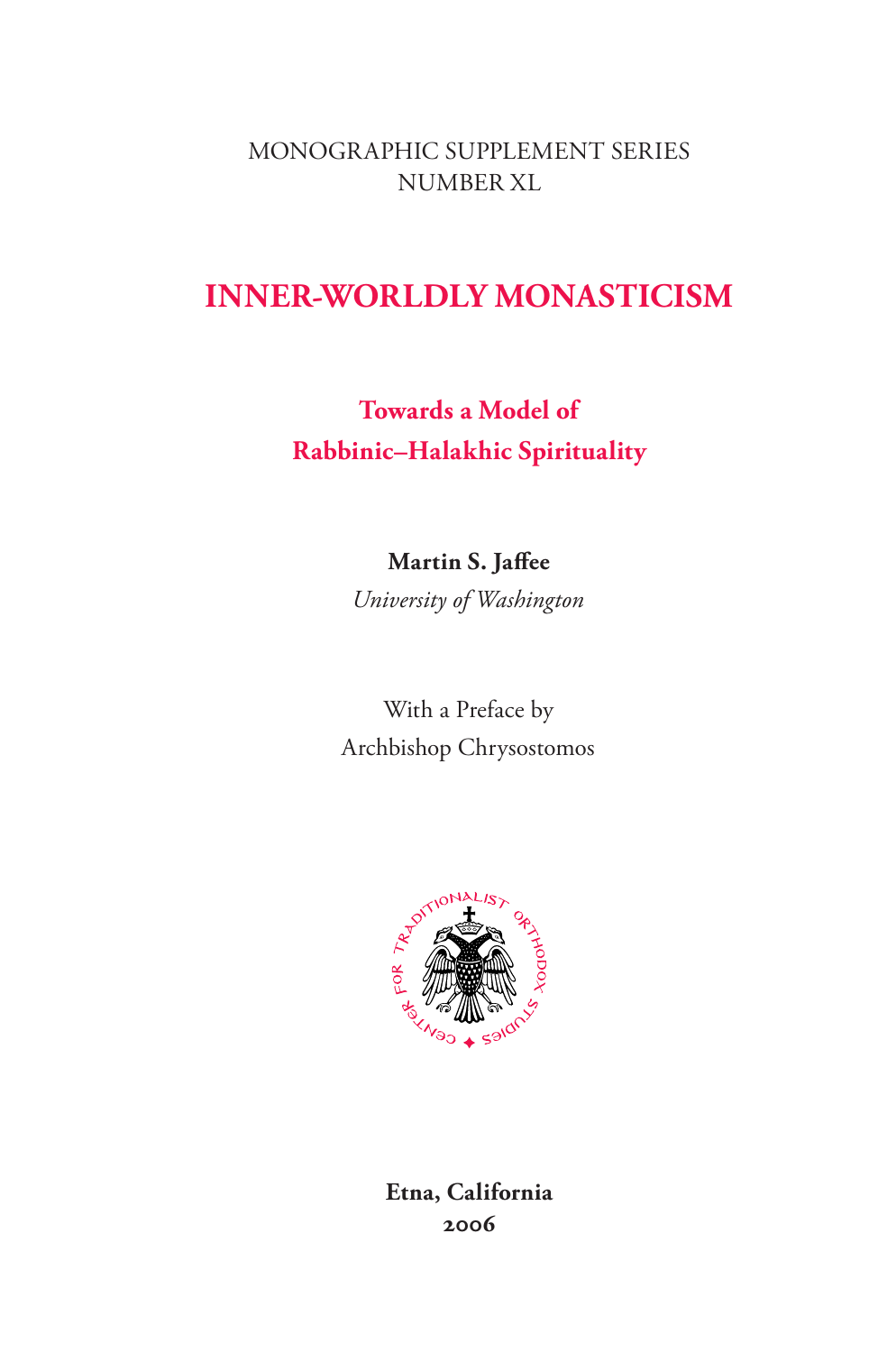MONOGRAPHIC SUPPLEMENT SERIES
NUMBER XL

# INNER-WORLDLY MONASTICISM

## Towards a Model of Rabbinic–Halakhic Spirituality

**Martin S. Jaffee**

*University of Washington*

With a Preface by
Archbishop Chrysostomos

CENTER FOR TRADITIONALIST ORTHODOX STUDIES

**Etna, California**
**2006**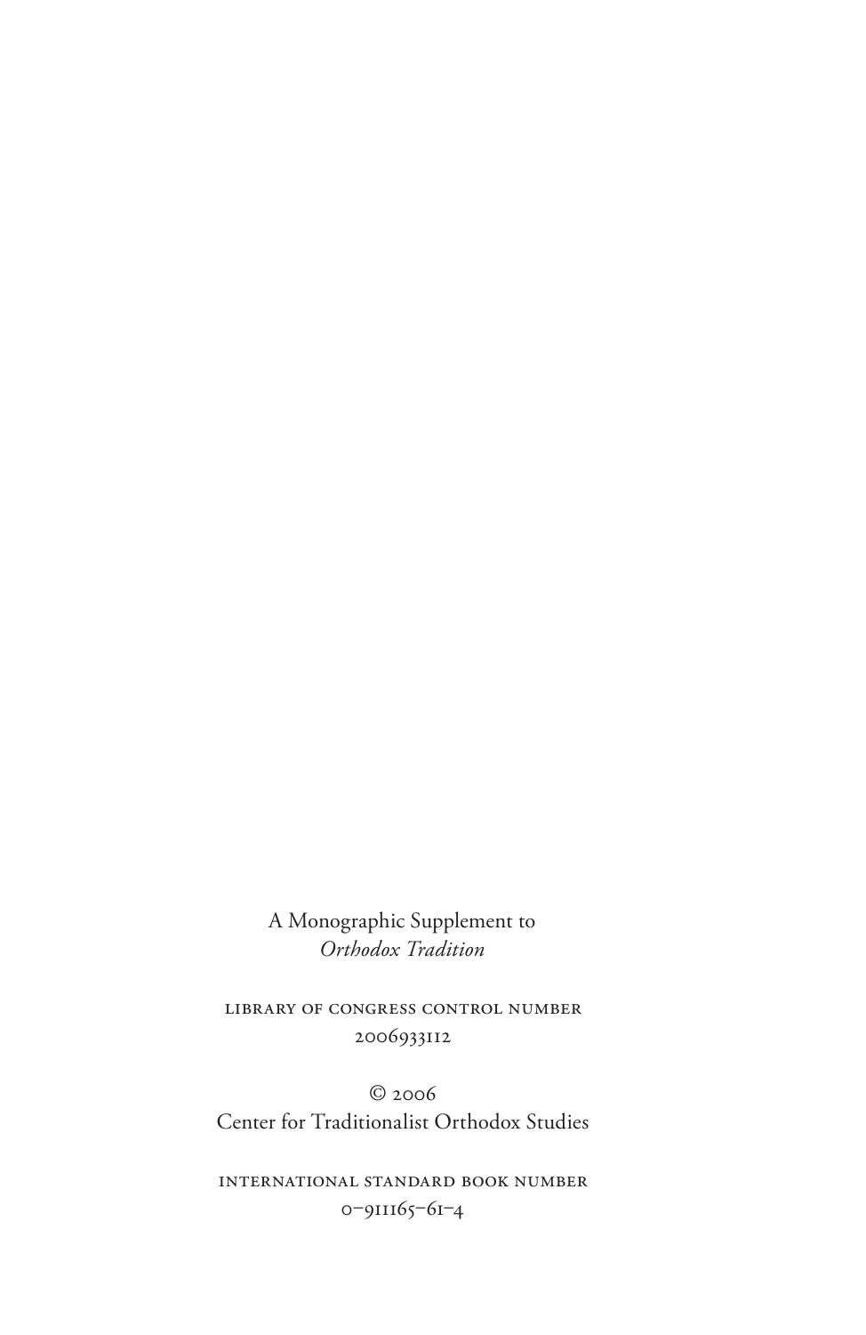A Monographic Supplement to
*Orthodox Tradition*

LIBRARY OF CONGRESS CONTROL NUMBER
2006933112

© 2006
Center for Traditionalist Orthodox Studies

INTERNATIONAL STANDARD BOOK NUMBER
0–911165–61–4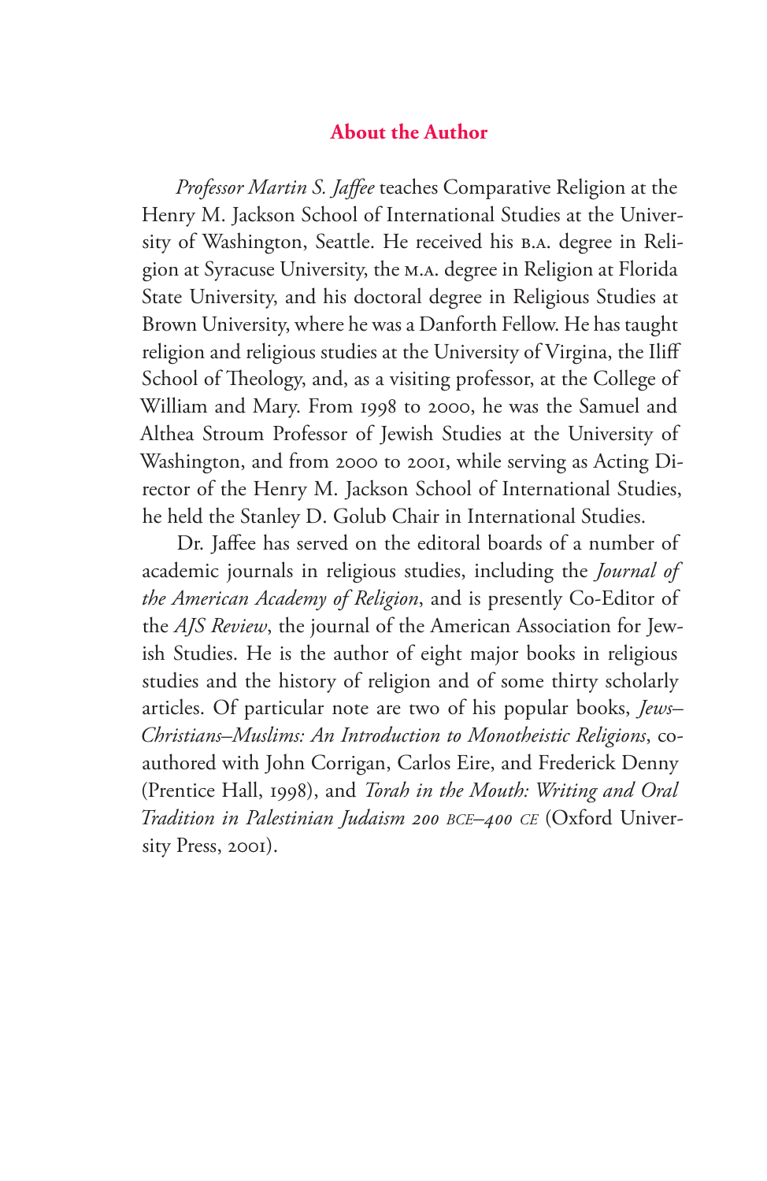## About the Author

*Professor Martin S. Jaffee* teaches Comparative Religion at the Henry M. Jackson School of International Studies at the University of Washington, Seattle. He received his B.A. degree in Religion at Syracuse University, the M.A. degree in Religion at Florida State University, and his doctoral degree in Religious Studies at Brown University, where he was a Danforth Fellow. He has taught religion and religious studies at the University of Virgina, the Iliff School of Theology, and, as a visiting professor, at the College of William and Mary. From 1998 to 2000, he was the Samuel and Althea Stroum Professor of Jewish Studies at the University of Washington, and from 2000 to 2001, while serving as Acting Director of the Henry M. Jackson School of International Studies, he held the Stanley D. Golub Chair in International Studies.

Dr. Jaffee has served on the editoral boards of a number of academic journals in religious studies, including the *Journal of the American Academy of Religion*, and is presently Co-Editor of the *AJS Review*, the journal of the American Association for Jewish Studies. He is the author of eight major books in religious studies and the history of religion and of some thirty scholarly articles. Of particular note are two of his popular books, *Jews–Christians–Muslims: An Introduction to Monotheistic Religions*, co-authored with John Corrigan, Carlos Eire, and Frederick Denny (Prentice Hall, 1998), and *Torah in the Mouth: Writing and Oral Tradition in Palestinian Judaism 200 BCE–400 CE* (Oxford University Press, 2001).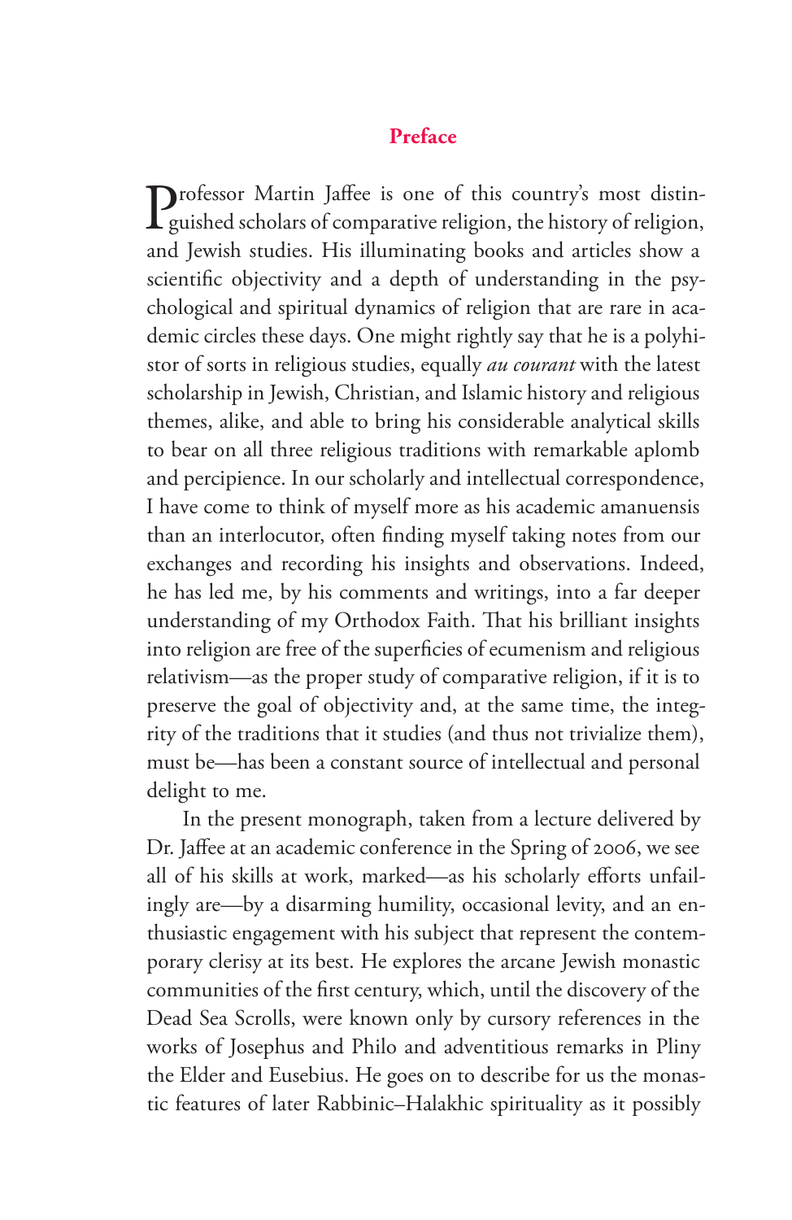## Preface

Professor Martin Jaffee is one of this country's most distinguished scholars of comparative religion, the history of religion, and Jewish studies. His illuminating books and articles show a scientific objectivity and a depth of understanding in the psychological and spiritual dynamics of religion that are rare in academic circles these days. One might rightly say that he is a polyhistor of sorts in religious studies, equally *au courant* with the latest scholarship in Jewish, Christian, and Islamic history and religious themes, alike, and able to bring his considerable analytical skills to bear on all three religious traditions with remarkable aplomb and percipience. In our scholarly and intellectual correspondence, I have come to think of myself more as his academic amanuensis than an interlocutor, often finding myself taking notes from our exchanges and recording his insights and observations. Indeed, he has led me, by his comments and writings, into a far deeper understanding of my Orthodox Faith. That his brilliant insights into religion are free of the superficies of ecumenism and religious relativism—as the proper study of comparative religion, if it is to preserve the goal of objectivity and, at the same time, the integrity of the traditions that it studies (and thus not trivialize them), must be—has been a constant source of intellectual and personal delight to me.

In the present monograph, taken from a lecture delivered by Dr. Jaffee at an academic conference in the Spring of 2006, we see all of his skills at work, marked—as his scholarly efforts unfailingly are—by a disarming humility, occasional levity, and an enthusiastic engagement with his subject that represent the contemporary clerisy at its best. He explores the arcane Jewish monastic communities of the first century, which, until the discovery of the Dead Sea Scrolls, were known only by cursory references in the works of Josephus and Philo and adventitious remarks in Pliny the Elder and Eusebius. He goes on to describe for us the monastic features of later Rabbinic–Halakhic spirituality as it possibly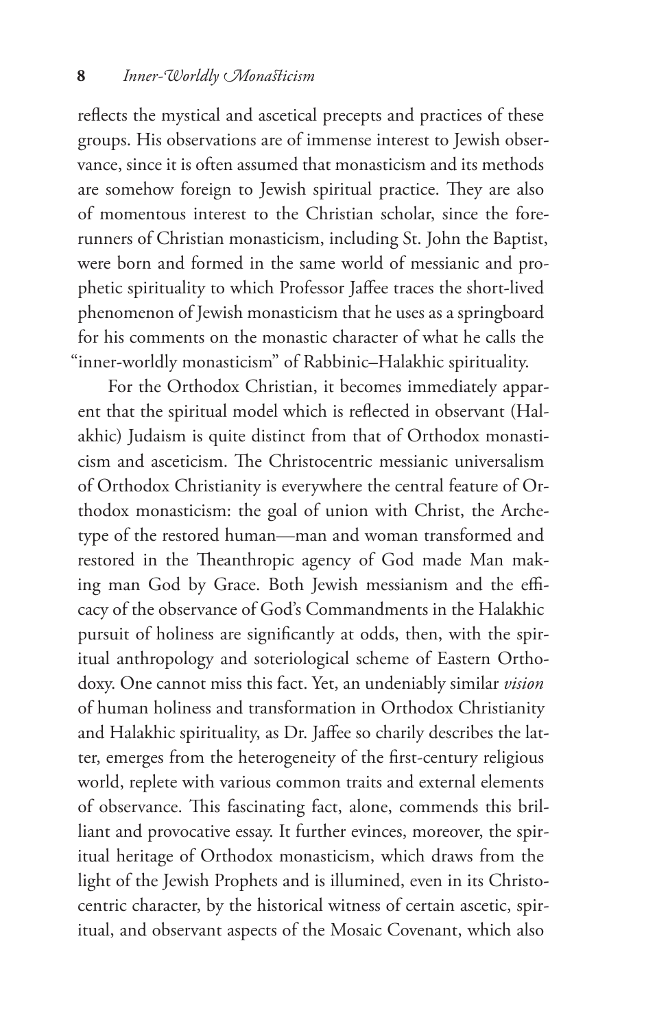reflects the mystical and ascetical precepts and practices of these groups. His observations are of immense interest to Jewish observance, since it is often assumed that monasticism and its methods are somehow foreign to Jewish spiritual practice. They are also of momentous interest to the Christian scholar, since the forerunners of Christian monasticism, including St. John the Baptist, were born and formed in the same world of messianic and prophetic spirituality to which Professor Jaffee traces the short-lived phenomenon of Jewish monasticism that he uses as a springboard for his comments on the monastic character of what he calls the "inner-worldly monasticism" of Rabbinic–Halakhic spirituality.

For the Orthodox Christian, it becomes immediately apparent that the spiritual model which is reflected in observant (Halakhic) Judaism is quite distinct from that of Orthodox monasticism and asceticism. The Christocentric messianic universalism of Orthodox Christianity is everywhere the central feature of Orthodox monasticism: the goal of union with Christ, the Archetype of the restored human—man and woman transformed and restored in the Theanthropic agency of God made Man making man God by Grace. Both Jewish messianism and the efficacy of the observance of God's Commandments in the Halakhic pursuit of holiness are significantly at odds, then, with the spiritual anthropology and soteriological scheme of Eastern Orthodoxy. One cannot miss this fact. Yet, an undeniably similar *vision* of human holiness and transformation in Orthodox Christianity and Halakhic spirituality, as Dr. Jaffee so charily describes the latter, emerges from the heterogeneity of the first-century religious world, replete with various common traits and external elements of observance. This fascinating fact, alone, commends this brilliant and provocative essay. It further evinces, moreover, the spiritual heritage of Orthodox monasticism, which draws from the light of the Jewish Prophets and is illumined, even in its Christocentric character, by the historical witness of certain ascetic, spiritual, and observant aspects of the Mosaic Covenant, which also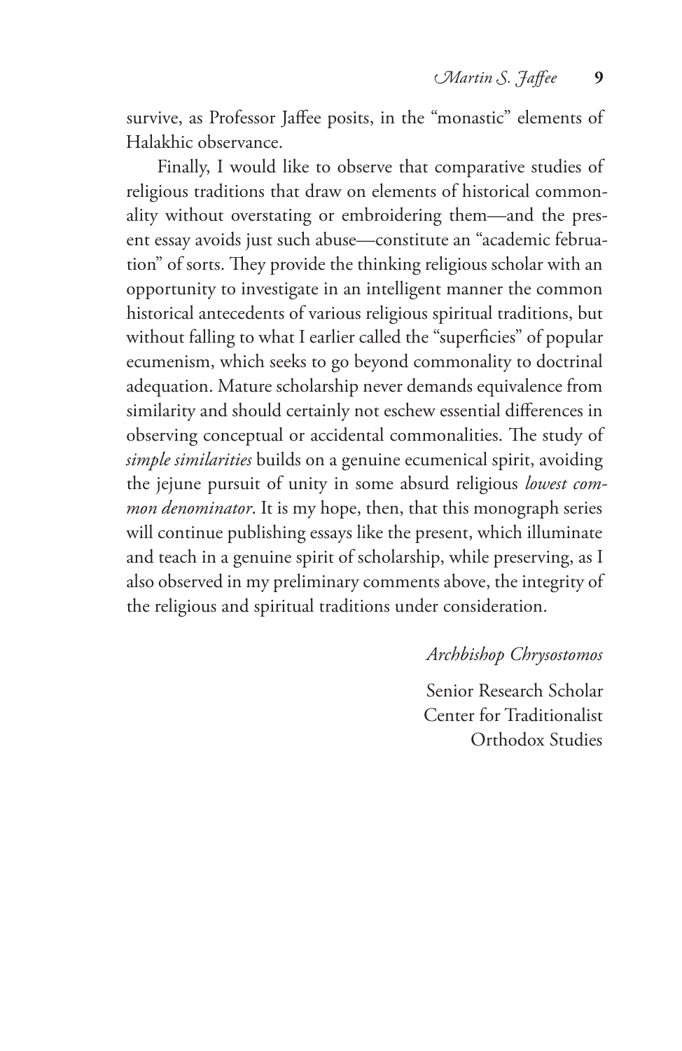survive, as Professor Jaffee posits, in the "monastic" elements of Halakhic observance.

Finally, I would like to observe that comparative studies of religious traditions that draw on elements of historical commonality without overstating or embroidering them—and the present essay avoids just such abuse—constitute an "academic februation" of sorts. They provide the thinking religious scholar with an opportunity to investigate in an intelligent manner the common historical antecedents of various religious spiritual traditions, but without falling to what I earlier called the "superficies" of popular ecumenism, which seeks to go beyond commonality to doctrinal adequation. Mature scholarship never demands equivalence from similarity and should certainly not eschew essential differences in observing conceptual or accidental commonalities. The study of *simple similarities* builds on a genuine ecumenical spirit, avoiding the jejune pursuit of unity in some absurd religious *lowest common denominator*. It is my hope, then, that this monograph series will continue publishing essays like the present, which illuminate and teach in a genuine spirit of scholarship, while preserving, as I also observed in my preliminary comments above, the integrity of the religious and spiritual traditions under consideration.

*Archbishop Chrysostomos*

Senior Research Scholar
Center for Traditionalist
Orthodox Studies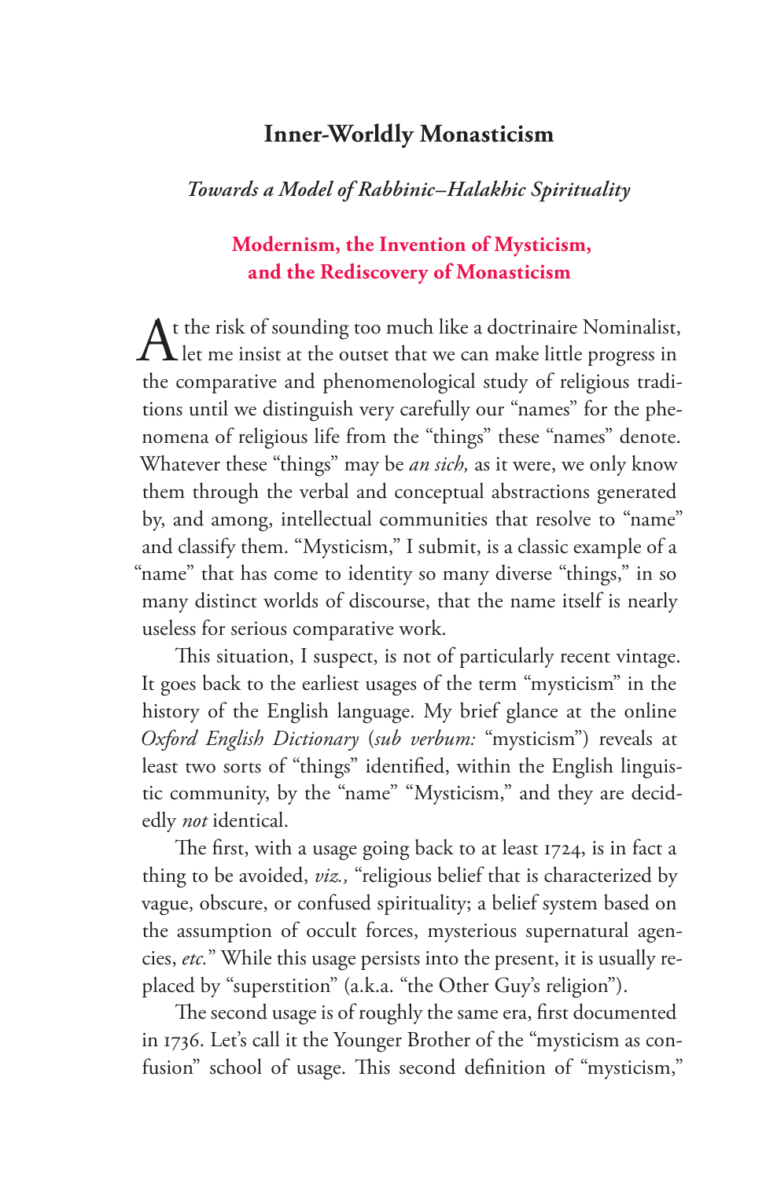# Inner-Worldly Monasticism

*Towards a Model of Rabbinic–Halakhic Spirituality*

## Modernism, the Invention of Mysticism, and the Rediscovery of Monasticism

At the risk of sounding too much like a doctrinaire Nominalist, let me insist at the outset that we can make little progress in the comparative and phenomenological study of religious traditions until we distinguish very carefully our "names" for the phenomena of religious life from the "things" these "names" denote. Whatever these "things" may be *an sich,* as it were, we only know them through the verbal and conceptual abstractions generated by, and among, intellectual communities that resolve to "name" and classify them. "Mysticism," I submit, is a classic example of a "name" that has come to identity so many diverse "things," in so many distinct worlds of discourse, that the name itself is nearly useless for serious comparative work.

This situation, I suspect, is not of particularly recent vintage. It goes back to the earliest usages of the term "mysticism" in the history of the English language. My brief glance at the online *Oxford English Dictionary* (*sub verbum:* "mysticism") reveals at least two sorts of "things" identified, within the English linguistic community, by the "name" "Mysticism," and they are decidedly *not* identical.

The first, with a usage going back to at least 1724, is in fact a thing to be avoided, *viz.,* "religious belief that is characterized by vague, obscure, or confused spirituality; a belief system based on the assumption of occult forces, mysterious supernatural agencies, *etc.*" While this usage persists into the present, it is usually replaced by "superstition" (a.k.a. "the Other Guy's religion").

The second usage is of roughly the same era, first documented in 1736. Let's call it the Younger Brother of the "mysticism as confusion" school of usage. This second definition of "mysticism,"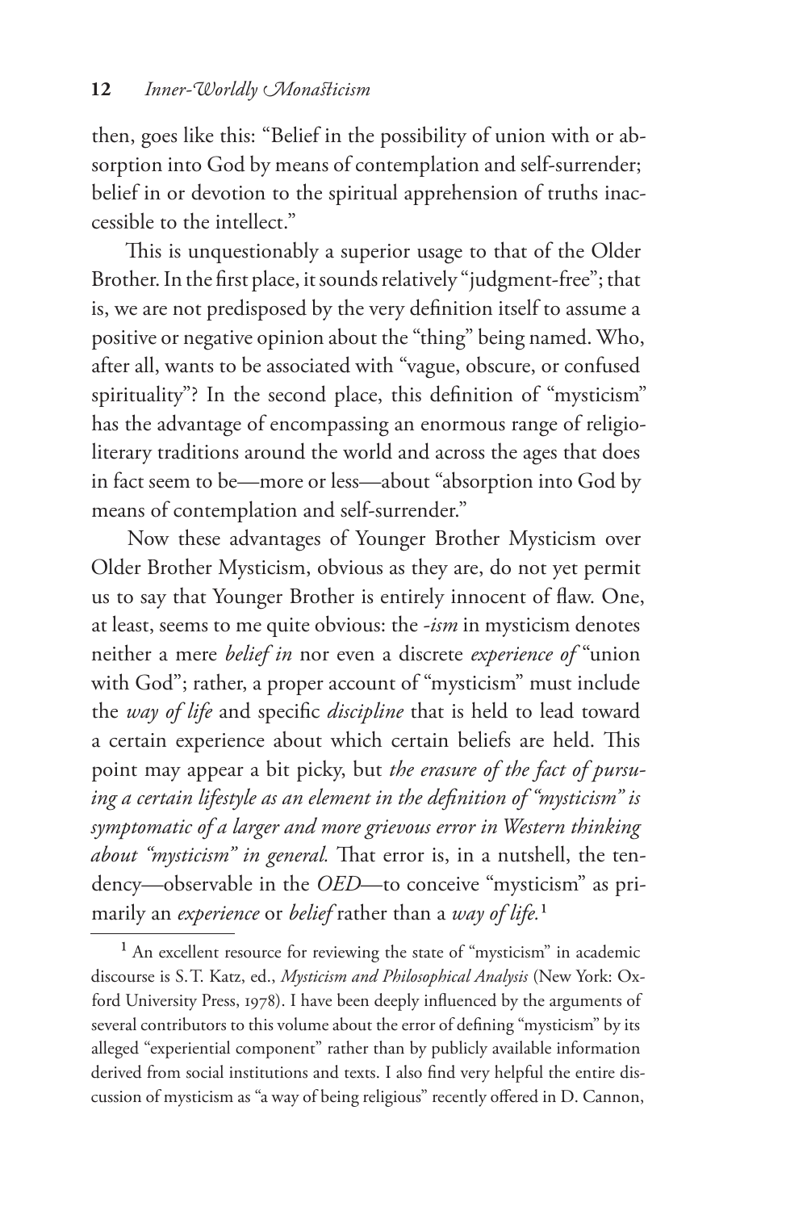then, goes like this: "Belief in the possibility of union with or absorption into God by means of contemplation and self-surrender; belief in or devotion to the spiritual apprehension of truths inaccessible to the intellect."

This is unquestionably a superior usage to that of the Older Brother. In the first place, it sounds relatively "judgment-free"; that is, we are not predisposed by the very definition itself to assume a positive or negative opinion about the "thing" being named. Who, after all, wants to be associated with "vague, obscure, or confused spirituality"? In the second place, this definition of "mysticism" has the advantage of encompassing an enormous range of religio-literary traditions around the world and across the ages that does in fact seem to be—more or less—about "absorption into God by means of contemplation and self-surrender."

Now these advantages of Younger Brother Mysticism over Older Brother Mysticism, obvious as they are, do not yet permit us to say that Younger Brother is entirely innocent of flaw. One, at least, seems to me quite obvious: the *-ism* in mysticism denotes neither a mere *belief in* nor even a discrete *experience of* "union with God"; rather, a proper account of "mysticism" must include the *way of life* and specific *discipline* that is held to lead toward a certain experience about which certain beliefs are held. This point may appear a bit picky, but *the erasure of the fact of pursuing a certain lifestyle as an element in the definition of "mysticism" is symptomatic of a larger and more grievous error in Western thinking about "mysticism" in general.* That error is, in a nutshell, the tendency—observable in the *OED*—to conceive "mysticism" as primarily an *experience* or *belief* rather than a *way of life.*[1]

---

[1] An excellent resource for reviewing the state of "mysticism" in academic discourse is S. T. Katz, ed., *Mysticism and Philosophical Analysis* (New York: Oxford University Press, 1978). I have been deeply influenced by the arguments of several contributors to this volume about the error of defining "mysticism" by its alleged "experiential component" rather than by publicly available information derived from social institutions and texts. I also find very helpful the entire discussion of mysticism as "a way of being religious" recently offered in D. Cannon,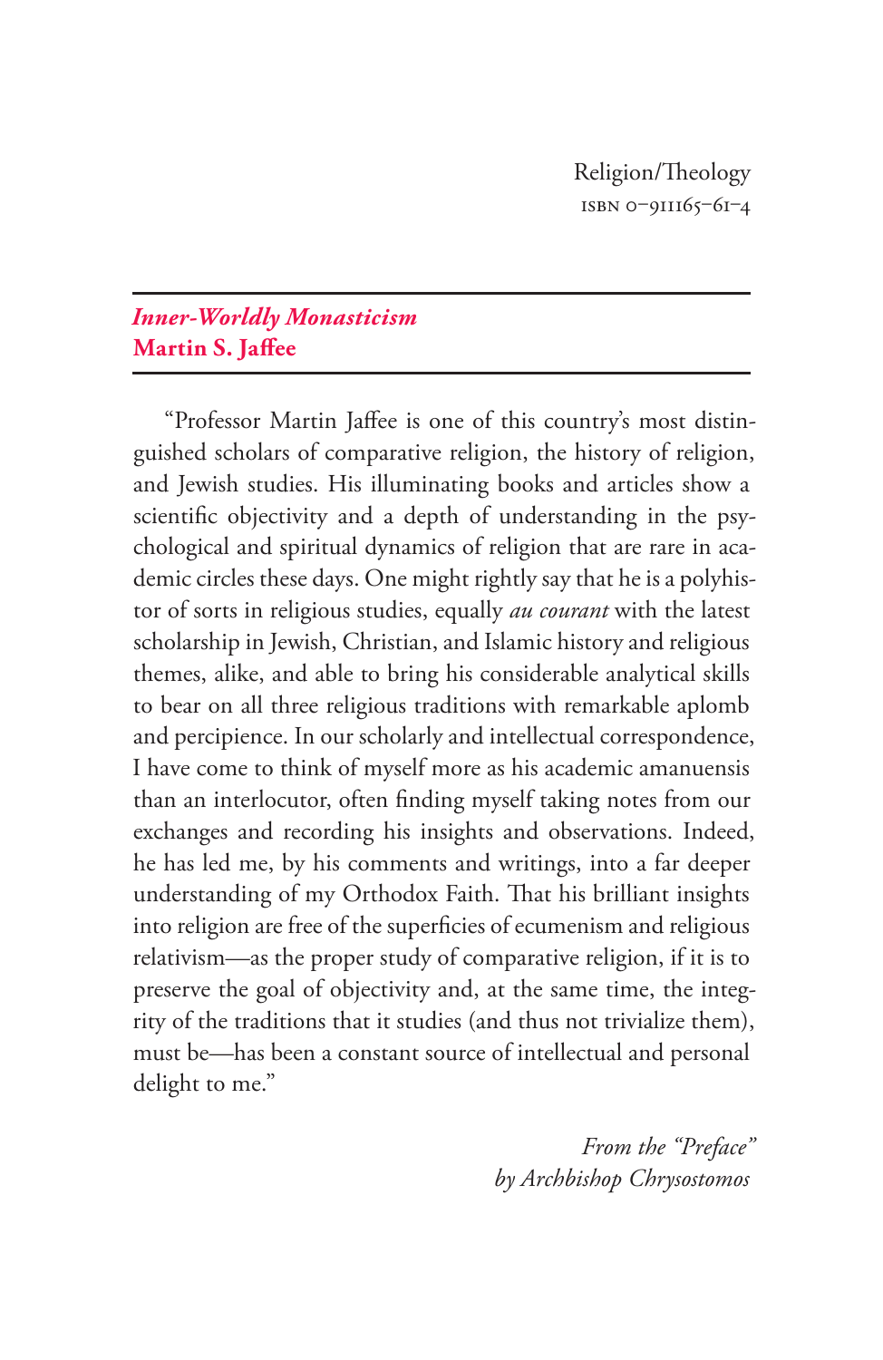Religion/Theology
ISBN 0–911165–61–4

---

***Inner-Worldly Monasticism***
**Martin S. Jaffee**

---

"Professor Martin Jaffee is one of this country's most distinguished scholars of comparative religion, the history of religion, and Jewish studies. His illuminating books and articles show a scientific objectivity and a depth of understanding in the psychological and spiritual dynamics of religion that are rare in academic circles these days. One might rightly say that he is a polyhistor of sorts in religious studies, equally *au courant* with the latest scholarship in Jewish, Christian, and Islamic history and religious themes, alike, and able to bring his considerable analytical skills to bear on all three religious traditions with remarkable aplomb and percipience. In our scholarly and intellectual correspondence, I have come to think of myself more as his academic amanuensis than an interlocutor, often finding myself taking notes from our exchanges and recording his insights and observations. Indeed, he has led me, by his comments and writings, into a far deeper understanding of my Orthodox Faith. That his brilliant insights into religion are free of the superficies of ecumenism and religious relativism—as the proper study of comparative religion, if it is to preserve the goal of objectivity and, at the same time, the integrity of the traditions that it studies (and thus not trivialize them), must be—has been a constant source of intellectual and personal delight to me."

*From the "Preface"*
*by Archbishop Chrysostomos*